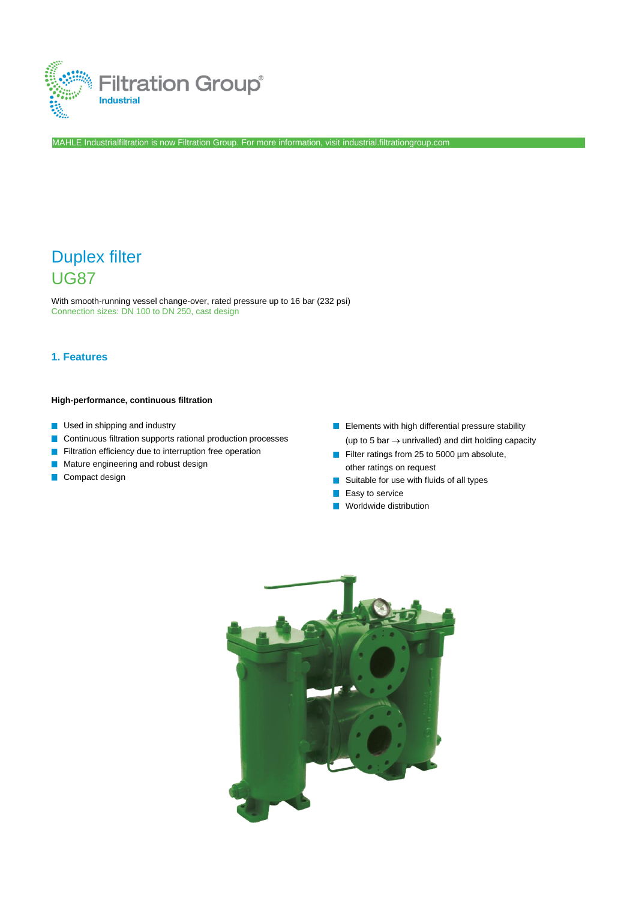Filtration Group®
Industrial

MAHLE Industrialfiltration is now Filtration Group. For more information, visit industrial.filtrationgroup.com

# Duplex filter
# UG87

With smooth-running vessel change-over, rated pressure up to 16 bar (232 psi)
Connection sizes: DN 100 to DN 250, cast design

## 1. Features

**High-performance, continuous filtration**

- Used in shipping and industry
- Continuous filtration supports rational production processes
- Filtration efficiency due to interruption free operation
- Mature engineering and robust design
- Compact design
- Elements with high differential pressure stability (up to 5 bar → unrivalled) and dirt holding capacity
- Filter ratings from 25 to 5000 µm absolute, other ratings on request
- Suitable for use with fluids of all types
- Easy to service
- Worldwide distribution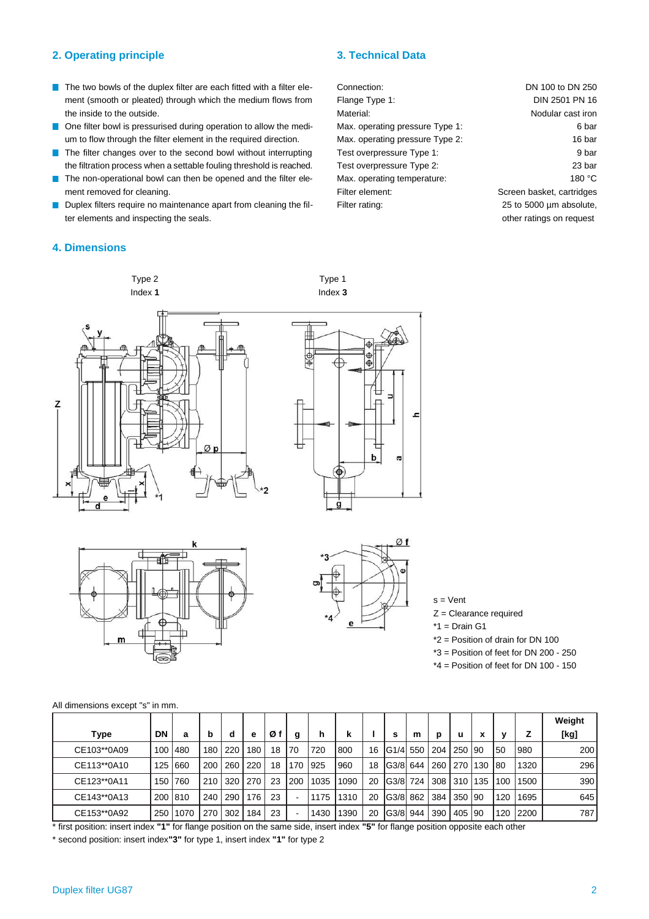## 2. Operating principle

- The two bowls of the duplex filter are each fitted with a filter element (smooth or pleated) through which the medium flows from the inside to the outside.
- One filter bowl is pressurised during operation to allow the medium to flow through the filter element in the required direction.
- The filter changes over to the second bowl without interrupting the filtration process when a settable fouling threshold is reached.
- The non-operational bowl can then be opened and the filter element removed for cleaning.
- Duplex filters require no maintenance apart from cleaning the filter elements and inspecting the seals.

## 3. Technical Data

| | |
|---|---|
| Connection: | DN 100 to DN 250 |
| Flange Type 1: | DIN 2501 PN 16 |
| Material: | Nodular cast iron |
| Max. operating pressure Type 1: | 6 bar |
| Max. operating pressure Type 2: | 16 bar |
| Test overpressure Type 1: | 9 bar |
| Test overpressure Type 2: | 23 bar |
| Max. operating temperature: | 180 °C |
| Filter element: | Screen basket, cartridges |
| Filter rating: | 25 to 5000 µm absolute, other ratings on request |

## 4. Dimensions

Type 2 Index **1**

Type 1 Index **3**

s = Vent
Z = Clearance required
*1 = Drain G1
*2 = Position of drain for DN 100
*3 = Position of feet for DN 200 - 250
*4 = Position of feet for DN 100 - 150

All dimensions except "s" in mm.

| Type | DN | a | b | d | e | Ø f | g | h | k | l | s | m | p | u | x | y | Z | Weight [kg] |
|---|---|---|---|---|---|---|---|---|---|---|---|---|---|---|---|---|---|---|
| CE103**0A09 | 100 | 480 | 180 | 220 | 180 | 18 | 70 | 720 | 800 | 16 | G1/4 | 550 | 204 | 250 | 90 | 50 | 980 | 200 |
| CE113**0A10 | 125 | 660 | 200 | 260 | 220 | 18 | 170 | 925 | 960 | 18 | G3/8 | 644 | 260 | 270 | 130 | 80 | 1320 | 296 |
| CE123**0A11 | 150 | 760 | 210 | 320 | 270 | 23 | 200 | 1035 | 1090 | 20 | G3/8 | 724 | 308 | 310 | 135 | 100 | 1500 | 390 |
| CE143**0A13 | 200 | 810 | 240 | 290 | 176 | 23 | - | 1175 | 1310 | 20 | G3/8 | 862 | 384 | 350 | 90 | 120 | 1695 | 645 |
| CE153**0A92 | 250 | 1070 | 270 | 302 | 184 | 23 | - | 1430 | 1390 | 20 | G3/8 | 944 | 390 | 405 | 90 | 120 | 2200 | 787 |

* first position: insert index **"1"** for flange position on the same side, insert index **"5"** for flange position opposite each other

* second position: insert index**"3"** for type 1, insert index **"1"** for type 2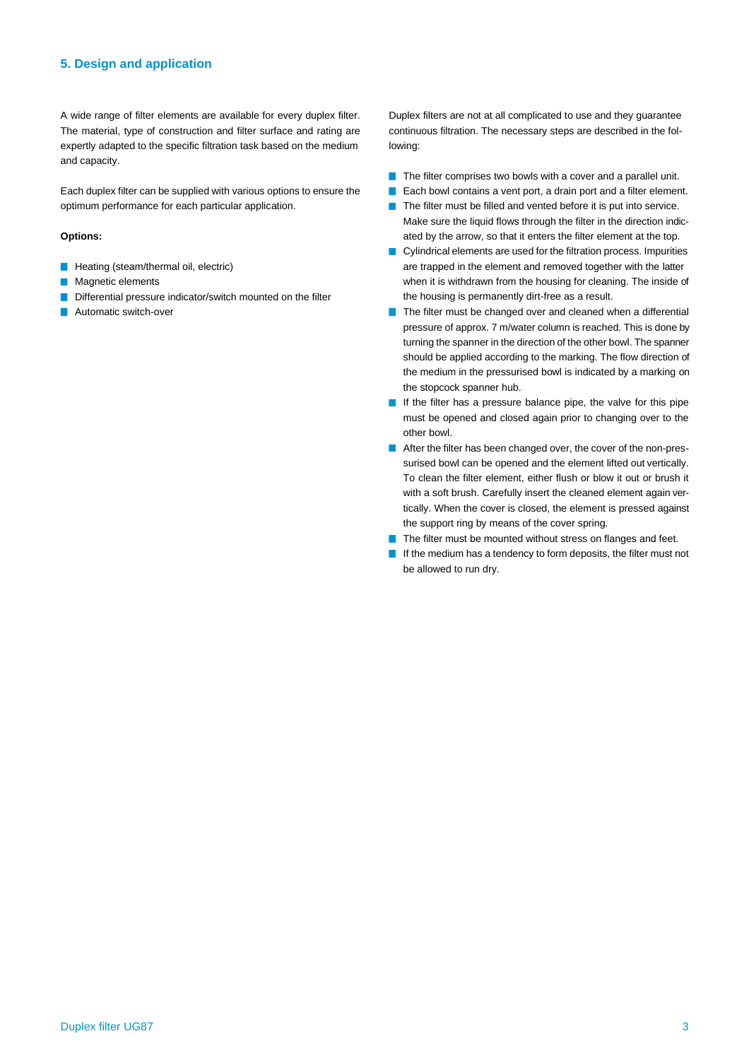## 5. Design and application

A wide range of filter elements are available for every duplex filter. The material, type of construction and filter surface and rating are expertly adapted to the specific filtration task based on the medium and capacity.

Each duplex filter can be supplied with various options to ensure the optimum performance for each particular application.

**Options:**

- Heating (steam/thermal oil, electric)
- Magnetic elements
- Differential pressure indicator/switch mounted on the filter
- Automatic switch-over

Duplex filters are not at all complicated to use and they guarantee continuous filtration. The necessary steps are described in the following:

- The filter comprises two bowls with a cover and a parallel unit.
- Each bowl contains a vent port, a drain port and a filter element.
- The filter must be filled and vented before it is put into service. Make sure the liquid flows through the filter in the direction indicated by the arrow, so that it enters the filter element at the top.
- Cylindrical elements are used for the filtration process. Impurities are trapped in the element and removed together with the latter when it is withdrawn from the housing for cleaning. The inside of the housing is permanently dirt-free as a result.
- The filter must be changed over and cleaned when a differential pressure of approx. 7 m/water column is reached. This is done by turning the spanner in the direction of the other bowl. The spanner should be applied according to the marking. The flow direction of the medium in the pressurised bowl is indicated by a marking on the stopcock spanner hub.
- If the filter has a pressure balance pipe, the valve for this pipe must be opened and closed again prior to changing over to the other bowl.
- After the filter has been changed over, the cover of the non-pressurised bowl can be opened and the element lifted out vertically. To clean the filter element, either flush or blow it out or brush it with a soft brush. Carefully insert the cleaned element again vertically. When the cover is closed, the element is pressed against the support ring by means of the cover spring.
- The filter must be mounted without stress on flanges and feet.
- If the medium has a tendency to form deposits, the filter must not be allowed to run dry.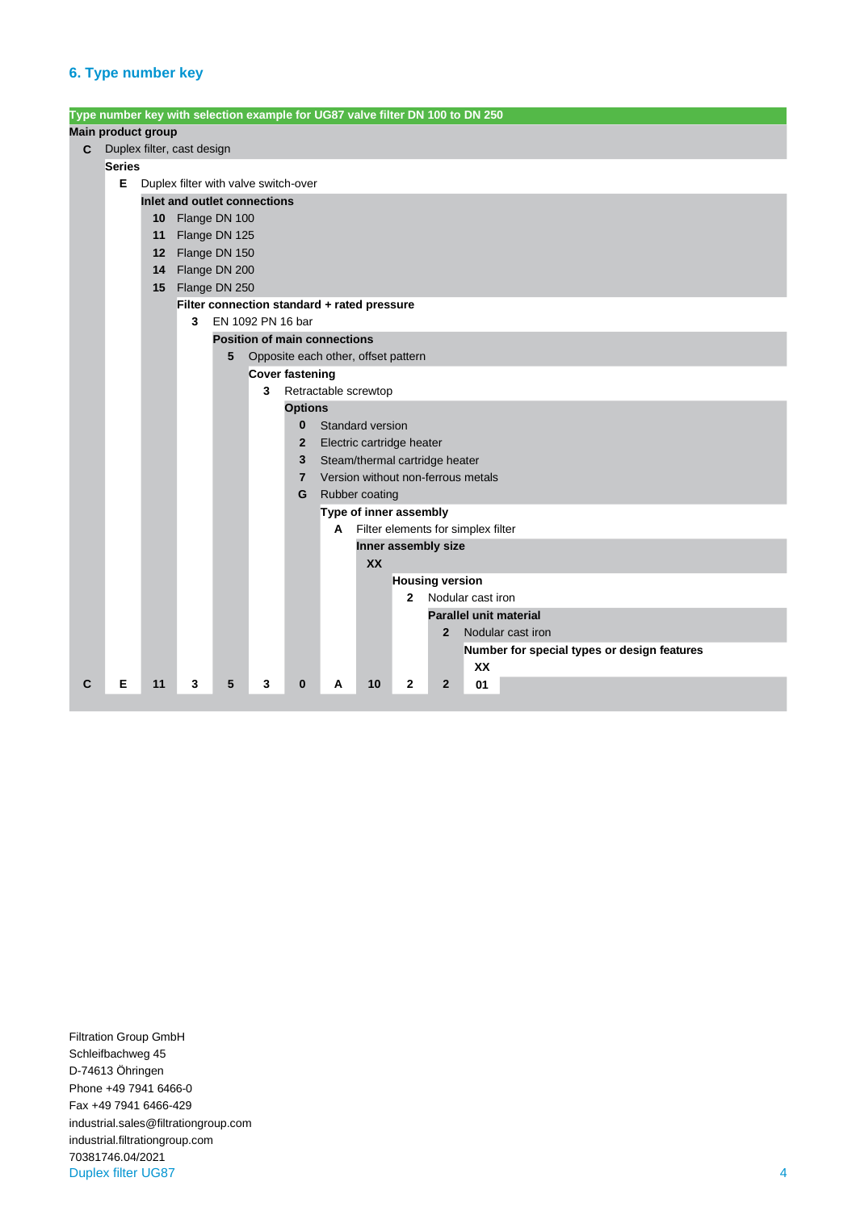## 6. Type number key

**Type number key with selection example for UG87 valve filter DN 100 to DN 250**

**Main product group**

- **C** Duplex filter, cast design

**Series**

- **E** Duplex filter with valve switch-over

**Inlet and outlet connections**

- **10** Flange DN 100
- **11** Flange DN 125
- **12** Flange DN 150
- **14** Flange DN 200
- **15** Flange DN 250

**Filter connection standard + rated pressure**

- **3** EN 1092 PN 16 bar

**Position of main connections**

- **5** Opposite each other, offset pattern

**Cover fastening**

- **3** Retractable screwtop

**Options**

- **0** Standard version
- **2** Electric cartridge heater
- **3** Steam/thermal cartridge heater
- **7** Version without non-ferrous metals
- **G** Rubber coating

**Type of inner assembly**

- **A** Filter elements for simplex filter

**Inner assembly size**

- **XX**

**Housing version**

- **2** Nodular cast iron

**Parallel unit material**

- **2** Nodular cast iron

**Number for special types or design features**

- **XX**

| | | | | | | | | | | | |
|---|---|---|---|---|---|---|---|---|---|---|---|
| **C** | **E** | **11** | **3** | **5** | **3** | **0** | **A** | **10** | **2** | **2** | **01** |

Filtration Group GmbH
Schleifbachweg 45
D-74613 Öhringen
Phone +49 7941 6466-0
Fax +49 7941 6466-429
industrial.sales@filtrationgroup.com
industrial.filtrationgroup.com
70381746.04/2021